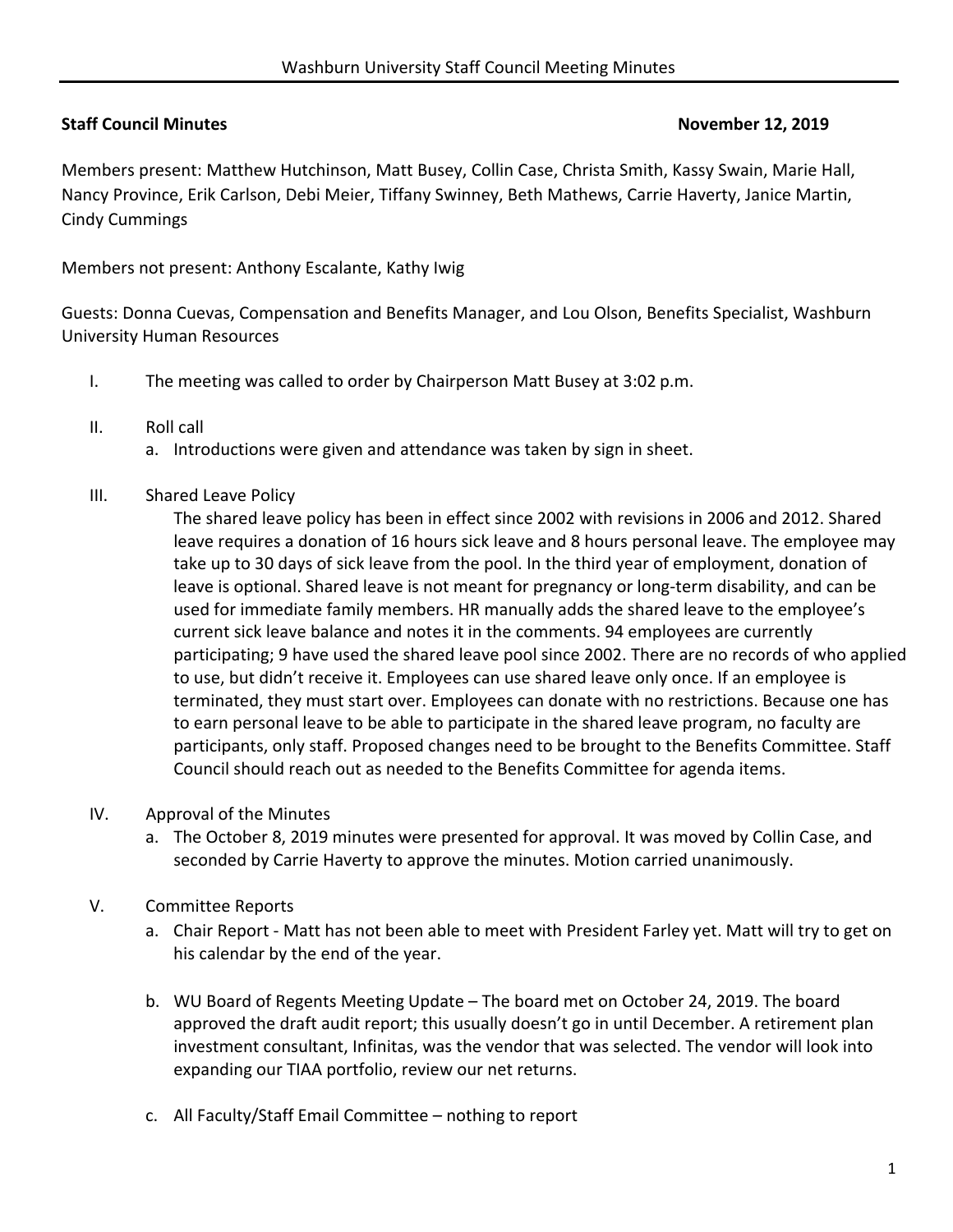**Staff Council Minutes** **November 12, 2019**

Members present: Matthew Hutchinson, Matt Busey, Collin Case, Christa Smith, Kassy Swain, Marie Hall, Nancy Province, Erik Carlson, Debi Meier, Tiffany Swinney, Beth Mathews, Carrie Haverty, Janice Martin, Cindy Cummings

Members not present: Anthony Escalante, Kathy Iwig

Guests: Donna Cuevas, Compensation and Benefits Manager, and Lou Olson, Benefits Specialist, Washburn University Human Resources

I. The meeting was called to order by Chairperson Matt Busey at 3:02 p.m.

II. Roll call
   a. Introductions were given and attendance was taken by sign in sheet.

III. Shared Leave Policy

   The shared leave policy has been in effect since 2002 with revisions in 2006 and 2012. Shared leave requires a donation of 16 hours sick leave and 8 hours personal leave. The employee may take up to 30 days of sick leave from the pool. In the third year of employment, donation of leave is optional. Shared leave is not meant for pregnancy or long-term disability, and can be used for immediate family members. HR manually adds the shared leave to the employee's current sick leave balance and notes it in the comments. 94 employees are currently participating; 9 have used the shared leave pool since 2002. There are no records of who applied to use, but didn't receive it. Employees can use shared leave only once. If an employee is terminated, they must start over. Employees can donate with no restrictions. Because one has to earn personal leave to be able to participate in the shared leave program, no faculty are participants, only staff. Proposed changes need to be brought to the Benefits Committee. Staff Council should reach out as needed to the Benefits Committee for agenda items.

IV. Approval of the Minutes
   a. The October 8, 2019 minutes were presented for approval. It was moved by Collin Case, and seconded by Carrie Haverty to approve the minutes. Motion carried unanimously.

V. Committee Reports
   a. Chair Report - Matt has not been able to meet with President Farley yet. Matt will try to get on his calendar by the end of the year.

   b. WU Board of Regents Meeting Update – The board met on October 24, 2019. The board approved the draft audit report; this usually doesn't go in until December. A retirement plan investment consultant, Infinitas, was the vendor that was selected. The vendor will look into expanding our TIAA portfolio, review our net returns.

   c. All Faculty/Staff Email Committee – nothing to report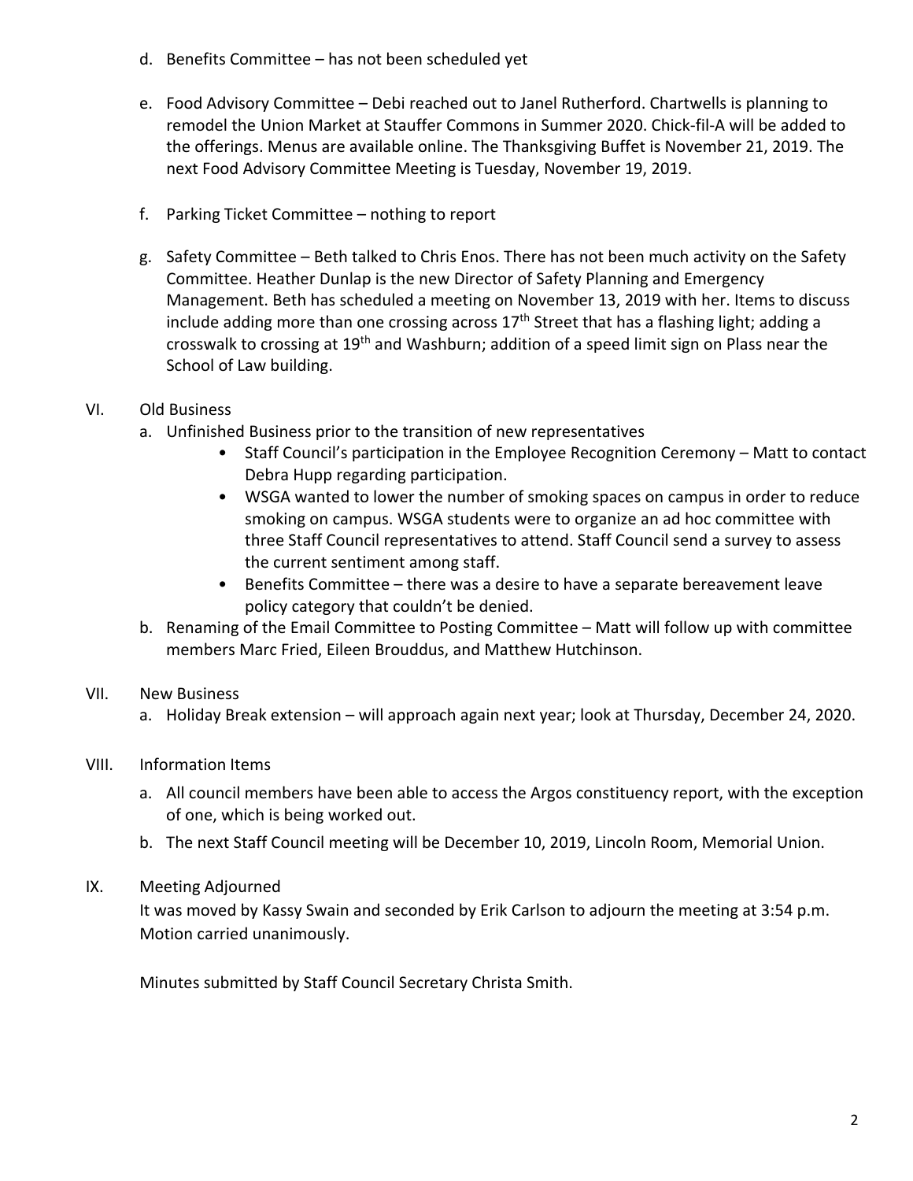d. Benefits Committee – has not been scheduled yet

e. Food Advisory Committee – Debi reached out to Janel Rutherford. Chartwells is planning to remodel the Union Market at Stauffer Commons in Summer 2020. Chick-fil-A will be added to the offerings. Menus are available online. The Thanksgiving Buffet is November 21, 2019. The next Food Advisory Committee Meeting is Tuesday, November 19, 2019.

f. Parking Ticket Committee – nothing to report

g. Safety Committee – Beth talked to Chris Enos. There has not been much activity on the Safety Committee. Heather Dunlap is the new Director of Safety Planning and Emergency Management. Beth has scheduled a meeting on November 13, 2019 with her. Items to discuss include adding more than one crossing across 17th Street that has a flashing light; adding a crosswalk to crossing at 19th and Washburn; addition of a speed limit sign on Plass near the School of Law building.

VI. Old Business

a. Unfinished Business prior to the transition of new representatives
   - Staff Council's participation in the Employee Recognition Ceremony – Matt to contact Debra Hupp regarding participation.
   - WSGA wanted to lower the number of smoking spaces on campus in order to reduce smoking on campus. WSGA students were to organize an ad hoc committee with three Staff Council representatives to attend. Staff Council send a survey to assess the current sentiment among staff.
   - Benefits Committee – there was a desire to have a separate bereavement leave policy category that couldn't be denied.

b. Renaming of the Email Committee to Posting Committee – Matt will follow up with committee members Marc Fried, Eileen Brouddus, and Matthew Hutchinson.

VII. New Business

a. Holiday Break extension – will approach again next year; look at Thursday, December 24, 2020.

VIII. Information Items

a. All council members have been able to access the Argos constituency report, with the exception of one, which is being worked out.

b. The next Staff Council meeting will be December 10, 2019, Lincoln Room, Memorial Union.

IX. Meeting Adjourned

It was moved by Kassy Swain and seconded by Erik Carlson to adjourn the meeting at 3:54 p.m. Motion carried unanimously.

Minutes submitted by Staff Council Secretary Christa Smith.